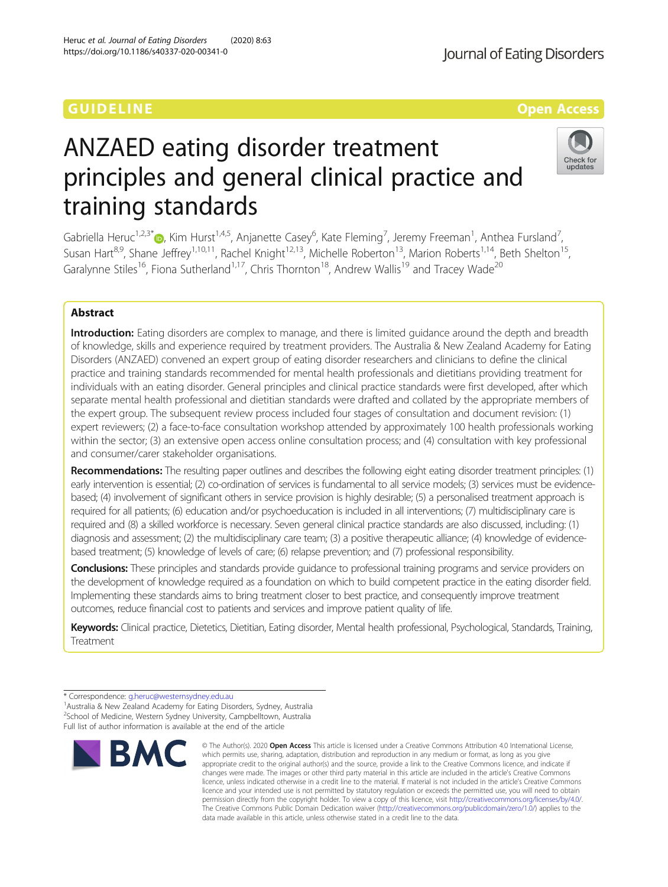GUIDELINE

Open Access

# ANZAED eating disorder treatment principles and general clinical practice and training standards

Gabriella Heruc[1,2,3*], Kim Hurst[1,4,5], Anjanette Casey[6], Kate Fleming[7], Jeremy Freeman[1], Anthea Fursland[7], Susan Hart[8,9], Shane Jeffrey[1,10,11], Rachel Knight[12,13], Michelle Roberton[13], Marion Roberts[1,14], Beth Shelton[15], Garalynne Stiles[16], Fiona Sutherland[1,17], Chris Thornton[18], Andrew Wallis[19] and Tracey Wade[20]

## Abstract

**Introduction:** Eating disorders are complex to manage, and there is limited guidance around the depth and breadth of knowledge, skills and experience required by treatment providers. The Australia & New Zealand Academy for Eating Disorders (ANZAED) convened an expert group of eating disorder researchers and clinicians to define the clinical practice and training standards recommended for mental health professionals and dietitians providing treatment for individuals with an eating disorder. General principles and clinical practice standards were first developed, after which separate mental health professional and dietitian standards were drafted and collated by the appropriate members of the expert group. The subsequent review process included four stages of consultation and document revision: (1) expert reviewers; (2) a face-to-face consultation workshop attended by approximately 100 health professionals working within the sector; (3) an extensive open access online consultation process; and (4) consultation with key professional and consumer/carer stakeholder organisations.

**Recommendations:** The resulting paper outlines and describes the following eight eating disorder treatment principles: (1) early intervention is essential; (2) co-ordination of services is fundamental to all service models; (3) services must be evidence-based; (4) involvement of significant others in service provision is highly desirable; (5) a personalised treatment approach is required for all patients; (6) education and/or psychoeducation is included in all interventions; (7) multidisciplinary care is required and (8) a skilled workforce is necessary. Seven general clinical practice standards are also discussed, including: (1) diagnosis and assessment; (2) the multidisciplinary care team; (3) a positive therapeutic alliance; (4) knowledge of evidence-based treatment; (5) knowledge of levels of care; (6) relapse prevention; and (7) professional responsibility.

**Conclusions:** These principles and standards provide guidance to professional training programs and service providers on the development of knowledge required as a foundation on which to build competent practice in the eating disorder field. Implementing these standards aims to bring treatment closer to best practice, and consequently improve treatment outcomes, reduce financial cost to patients and services and improve patient quality of life.

**Keywords:** Clinical practice, Dietetics, Dietitian, Eating disorder, Mental health professional, Psychological, Standards, Training, Treatment

---

\* Correspondence: g.heruc@westernsydney.edu.au
[1]Australia & New Zealand Academy for Eating Disorders, Sydney, Australia
[2]School of Medicine, Western Sydney University, Campbelltown, Australia
Full list of author information is available at the end of the article

© The Author(s). 2020 **Open Access** This article is licensed under a Creative Commons Attribution 4.0 International License, which permits use, sharing, adaptation, distribution and reproduction in any medium or format, as long as you give appropriate credit to the original author(s) and the source, provide a link to the Creative Commons licence, and indicate if changes were made. The images or other third party material in this article are included in the article's Creative Commons licence, unless indicated otherwise in a credit line to the material. If material is not included in the article's Creative Commons licence and your intended use is not permitted by statutory regulation or exceeds the permitted use, you will need to obtain permission directly from the copyright holder. To view a copy of this licence, visit http://creativecommons.org/licenses/by/4.0/. The Creative Commons Public Domain Dedication waiver (http://creativecommons.org/publicdomain/zero/1.0/) applies to the data made available in this article, unless otherwise stated in a credit line to the data.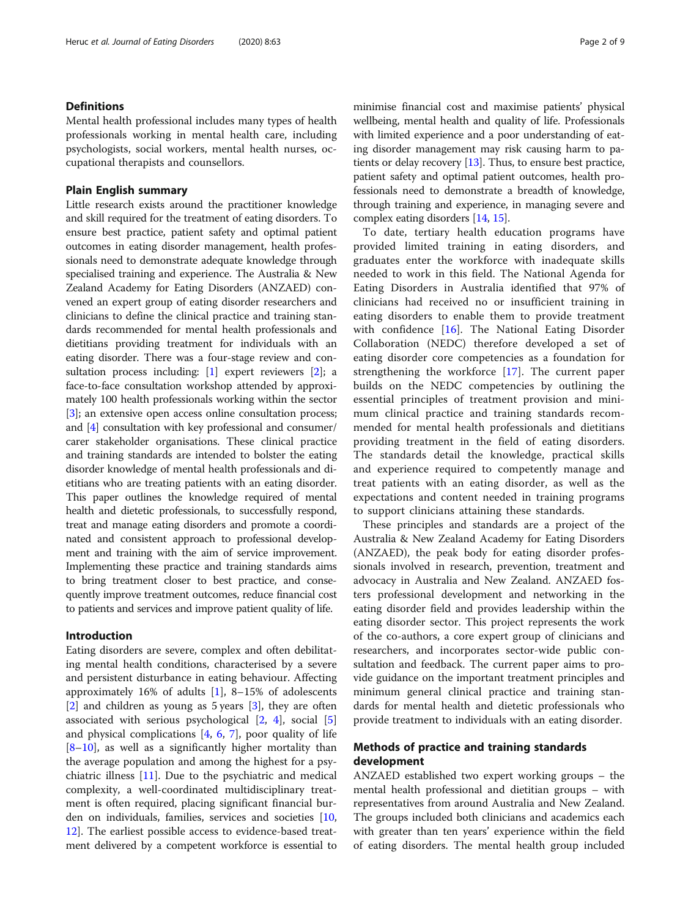## Definitions

Mental health professional includes many types of health professionals working in mental health care, including psychologists, social workers, mental health nurses, occupational therapists and counsellors.

## Plain English summary

Little research exists around the practitioner knowledge and skill required for the treatment of eating disorders. To ensure best practice, patient safety and optimal patient outcomes in eating disorder management, health professionals need to demonstrate adequate knowledge through specialised training and experience. The Australia & New Zealand Academy for Eating Disorders (ANZAED) convened an expert group of eating disorder researchers and clinicians to define the clinical practice and training standards recommended for mental health professionals and dietitians providing treatment for individuals with an eating disorder. There was a four-stage review and consultation process including: [1] expert reviewers [2]; a face-to-face consultation workshop attended by approximately 100 health professionals working within the sector [3]; an extensive open access online consultation process; and [4] consultation with key professional and consumer/carer stakeholder organisations. These clinical practice and training standards are intended to bolster the eating disorder knowledge of mental health professionals and dietitians who are treating patients with an eating disorder. This paper outlines the knowledge required of mental health and dietetic professionals, to successfully respond, treat and manage eating disorders and promote a coordinated and consistent approach to professional development and training with the aim of service improvement. Implementing these practice and training standards aims to bring treatment closer to best practice, and consequently improve treatment outcomes, reduce financial cost to patients and services and improve patient quality of life.

## Introduction

Eating disorders are severe, complex and often debilitating mental health conditions, characterised by a severe and persistent disturbance in eating behaviour. Affecting approximately 16% of adults [1], 8–15% of adolescents [2] and children as young as 5 years [3], they are often associated with serious psychological [2, 4], social [5] and physical complications [4, 6, 7], poor quality of life [8–10], as well as a significantly higher mortality than the average population and among the highest for a psychiatric illness [11]. Due to the psychiatric and medical complexity, a well-coordinated multidisciplinary treatment is often required, placing significant financial burden on individuals, families, services and societies [10, 12]. The earliest possible access to evidence-based treatment delivered by a competent workforce is essential to minimise financial cost and maximise patients' physical wellbeing, mental health and quality of life. Professionals with limited experience and a poor understanding of eating disorder management may risk causing harm to patients or delay recovery [13]. Thus, to ensure best practice, patient safety and optimal patient outcomes, health professionals need to demonstrate a breadth of knowledge, through training and experience, in managing severe and complex eating disorders [14, 15].

To date, tertiary health education programs have provided limited training in eating disorders, and graduates enter the workforce with inadequate skills needed to work in this field. The National Agenda for Eating Disorders in Australia identified that 97% of clinicians had received no or insufficient training in eating disorders to enable them to provide treatment with confidence [16]. The National Eating Disorder Collaboration (NEDC) therefore developed a set of eating disorder core competencies as a foundation for strengthening the workforce [17]. The current paper builds on the NEDC competencies by outlining the essential principles of treatment provision and minimum clinical practice and training standards recommended for mental health professionals and dietitians providing treatment in the field of eating disorders. The standards detail the knowledge, practical skills and experience required to competently manage and treat patients with an eating disorder, as well as the expectations and content needed in training programs to support clinicians attaining these standards.

These principles and standards are a project of the Australia & New Zealand Academy for Eating Disorders (ANZAED), the peak body for eating disorder professionals involved in research, prevention, treatment and advocacy in Australia and New Zealand. ANZAED fosters professional development and networking in the eating disorder field and provides leadership within the eating disorder sector. This project represents the work of the co-authors, a core expert group of clinicians and researchers, and incorporates sector-wide public consultation and feedback. The current paper aims to provide guidance on the important treatment principles and minimum general clinical practice and training standards for mental health and dietetic professionals who provide treatment to individuals with an eating disorder.

## Methods of practice and training standards development

ANZAED established two expert working groups – the mental health professional and dietitian groups – with representatives from around Australia and New Zealand. The groups included both clinicians and academics each with greater than ten years' experience within the field of eating disorders. The mental health group included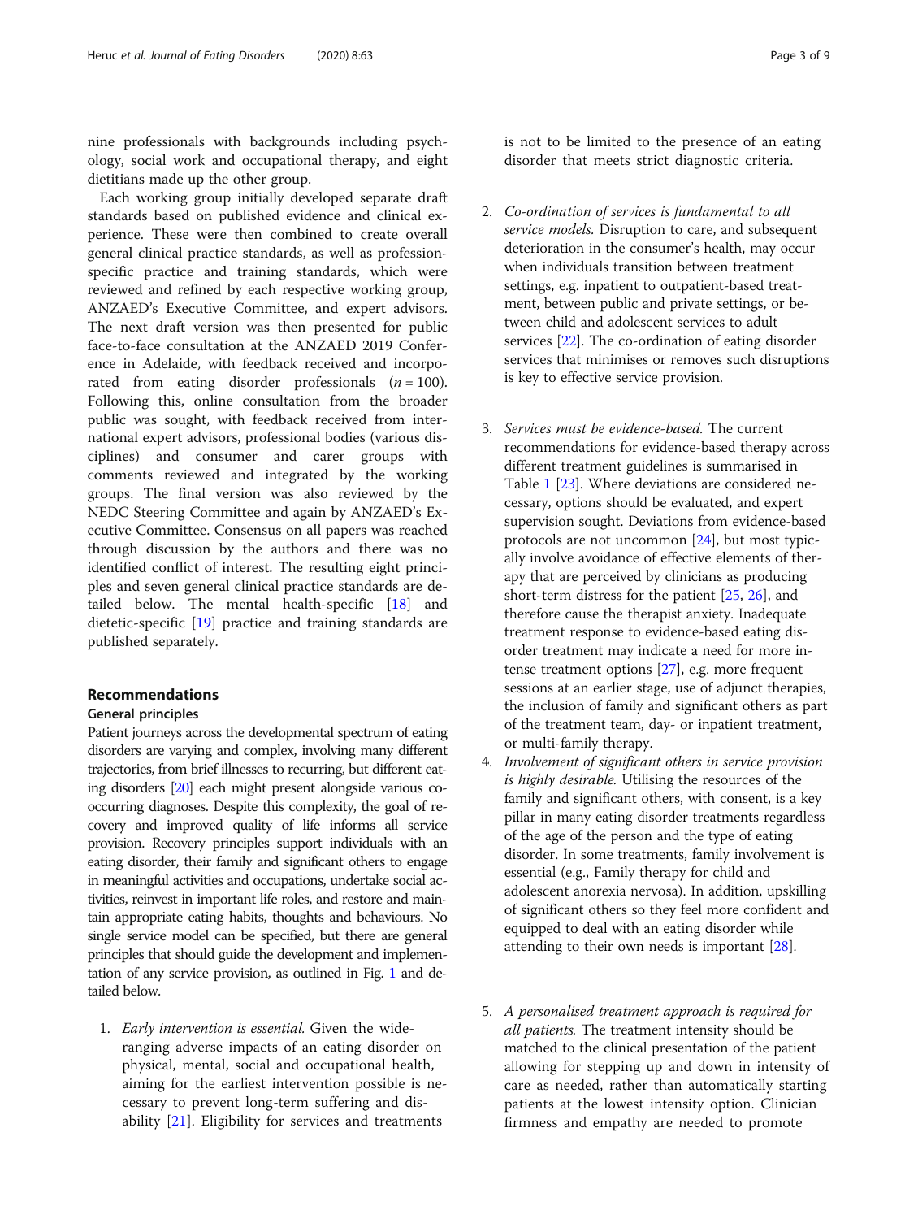nine professionals with backgrounds including psychology, social work and occupational therapy, and eight dietitians made up the other group.

Each working group initially developed separate draft standards based on published evidence and clinical experience. These were then combined to create overall general clinical practice standards, as well as profession-specific practice and training standards, which were reviewed and refined by each respective working group, ANZAED's Executive Committee, and expert advisors. The next draft version was then presented for public face-to-face consultation at the ANZAED 2019 Conference in Adelaide, with feedback received and incorporated from eating disorder professionals ($n = 100$). Following this, online consultation from the broader public was sought, with feedback received from international expert advisors, professional bodies (various disciplines) and consumer and carer groups with comments reviewed and integrated by the working groups. The final version was also reviewed by the NEDC Steering Committee and again by ANZAED's Executive Committee. Consensus on all papers was reached through discussion by the authors and there was no identified conflict of interest. The resulting eight principles and seven general clinical practice standards are detailed below. The mental health-specific [18] and dietetic-specific [19] practice and training standards are published separately.

## Recommendations

### General principles

Patient journeys across the developmental spectrum of eating disorders are varying and complex, involving many different trajectories, from brief illnesses to recurring, but different eating disorders [20] each might present alongside various co-occurring diagnoses. Despite this complexity, the goal of recovery and improved quality of life informs all service provision. Recovery principles support individuals with an eating disorder, their family and significant others to engage in meaningful activities and occupations, undertake social activities, reinvest in important life roles, and restore and maintain appropriate eating habits, thoughts and behaviours. No single service model can be specified, but there are general principles that should guide the development and implementation of any service provision, as outlined in Fig. 1 and detailed below.

1. *Early intervention is essential.* Given the wide-ranging adverse impacts of an eating disorder on physical, mental, social and occupational health, aiming for the earliest intervention possible is necessary to prevent long-term suffering and disability [21]. Eligibility for services and treatments is not to be limited to the presence of an eating disorder that meets strict diagnostic criteria.
2. *Co-ordination of services is fundamental to all service models.* Disruption to care, and subsequent deterioration in the consumer's health, may occur when individuals transition between treatment settings, e.g. inpatient to outpatient-based treatment, between public and private settings, or between child and adolescent services to adult services [22]. The co-ordination of eating disorder services that minimises or removes such disruptions is key to effective service provision.
3. *Services must be evidence-based.* The current recommendations for evidence-based therapy across different treatment guidelines is summarised in Table 1 [23]. Where deviations are considered necessary, options should be evaluated, and expert supervision sought. Deviations from evidence-based protocols are not uncommon [24], but most typically involve avoidance of effective elements of therapy that are perceived by clinicians as producing short-term distress for the patient [25, 26], and therefore cause the therapist anxiety. Inadequate treatment response to evidence-based eating disorder treatment may indicate a need for more intense treatment options [27], e.g. more frequent sessions at an earlier stage, use of adjunct therapies, the inclusion of family and significant others as part of the treatment team, day- or inpatient treatment, or multi-family therapy.
4. *Involvement of significant others in service provision is highly desirable.* Utilising the resources of the family and significant others, with consent, is a key pillar in many eating disorder treatments regardless of the age of the person and the type of eating disorder. In some treatments, family involvement is essential (e.g., Family therapy for child and adolescent anorexia nervosa). In addition, upskilling of significant others so they feel more confident and equipped to deal with an eating disorder while attending to their own needs is important [28].
5. *A personalised treatment approach is required for all patients.* The treatment intensity should be matched to the clinical presentation of the patient allowing for stepping up and down in intensity of care as needed, rather than automatically starting patients at the lowest intensity option. Clinician firmness and empathy are needed to promote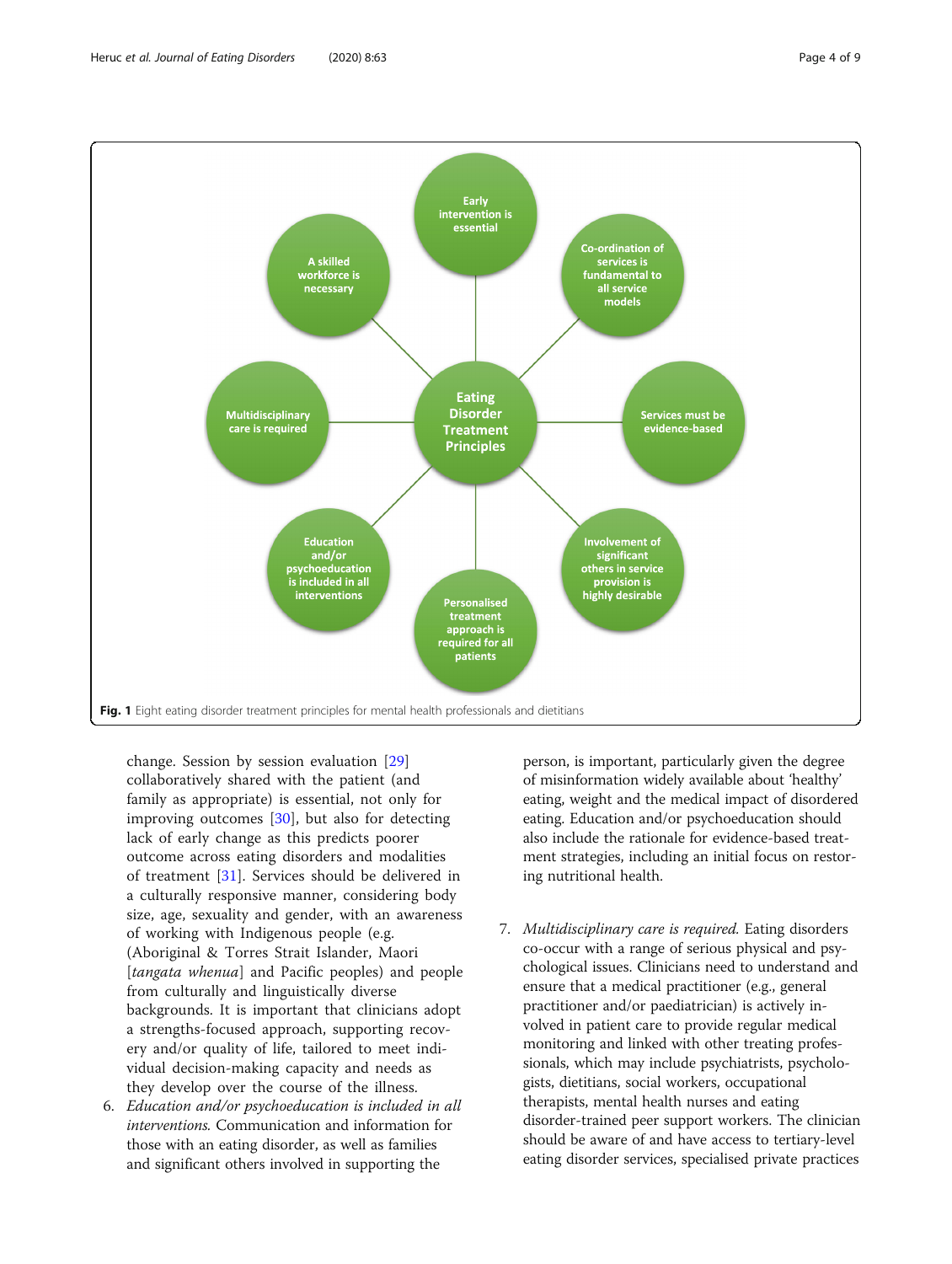Early intervention is essential

Co-ordination of services is fundamental to all service models

Services must be evidence-based

Involvement of significant others in service provision is highly desirable

Personalised treatment approach is required for all patients

Education and/or psychoeducation is included in all interventions

Multidisciplinary care is required

A skilled workforce is necessary

Eating Disorder Treatment Principles

**Fig. 1** Eight eating disorder treatment principles for mental health professionals and dietitians

change. Session by session evaluation [29] collaboratively shared with the patient (and family as appropriate) is essential, not only for improving outcomes [30], but also for detecting lack of early change as this predicts poorer outcome across eating disorders and modalities of treatment [31]. Services should be delivered in a culturally responsive manner, considering body size, age, sexuality and gender, with an awareness of working with Indigenous people (e.g. (Aboriginal & Torres Strait Islander, Maori [*tangata whenua*] and Pacific peoples) and people from culturally and linguistically diverse backgrounds. It is important that clinicians adopt a strengths-focused approach, supporting recovery and/or quality of life, tailored to meet individual decision-making capacity and needs as they develop over the course of the illness.

6. *Education and/or psychoeducation is included in all interventions.* Communication and information for those with an eating disorder, as well as families and significant others involved in supporting the person, is important, particularly given the degree of misinformation widely available about 'healthy' eating, weight and the medical impact of disordered eating. Education and/or psychoeducation should also include the rationale for evidence-based treatment strategies, including an initial focus on restoring nutritional health.

7. *Multidisciplinary care is required.* Eating disorders co-occur with a range of serious physical and psychological issues. Clinicians need to understand and ensure that a medical practitioner (e.g., general practitioner and/or paediatrician) is actively involved in patient care to provide regular medical monitoring and linked with other treating professionals, which may include psychiatrists, psychologists, dietitians, social workers, occupational therapists, mental health nurses and eating disorder-trained peer support workers. The clinician should be aware of and have access to tertiary-level eating disorder services, specialised private practices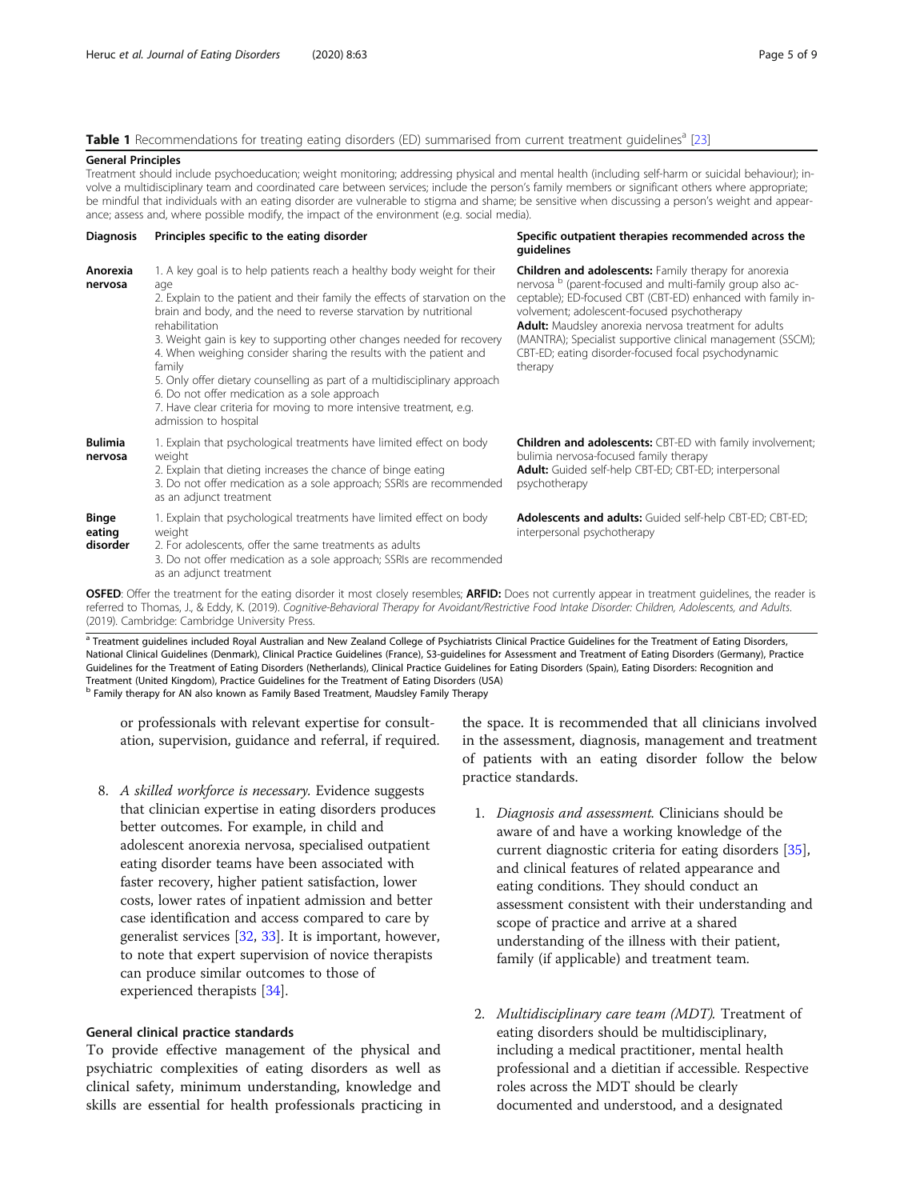**Table 1** Recommendations for treating eating disorders (ED) summarised from current treatment guidelines[a] [23]

**General Principles**

Treatment should include psychoeducation; weight monitoring; addressing physical and mental health (including self-harm or suicidal behaviour); involve a multidisciplinary team and coordinated care between services; include the person's family members or significant others where appropriate; be mindful that individuals with an eating disorder are vulnerable to stigma and shame; be sensitive when discussing a person's weight and appearance; assess and, where possible modify, the impact of the environment (e.g. social media).

| Diagnosis | Principles specific to the eating disorder | Specific outpatient therapies recommended across the guidelines |
|---|---|---|
| **Anorexia nervosa** | 1. A key goal is to help patients reach a healthy body weight for their age<br>2. Explain to the patient and their family the effects of starvation on the brain and body, and the need to reverse starvation by nutritional rehabilitation<br>3. Weight gain is key to supporting other changes needed for recovery<br>4. When weighing consider sharing the results with the patient and family<br>5. Only offer dietary counselling as part of a multidisciplinary approach<br>6. Do not offer medication as a sole approach<br>7. Have clear criteria for moving to more intensive treatment, e.g. admission to hospital | **Children and adolescents:** Family therapy for anorexia nervosa [b] (parent-focused and multi-family group also acceptable); ED-focused CBT (CBT-ED) enhanced with family involvement; adolescent-focused psychotherapy<br>**Adult:** Maudsley anorexia nervosa treatment for adults (MANTRA); Specialist supportive clinical management (SSCM); CBT-ED; eating disorder-focused focal psychodynamic therapy |
| **Bulimia nervosa** | 1. Explain that psychological treatments have limited effect on body weight<br>2. Explain that dieting increases the chance of binge eating<br>3. Do not offer medication as a sole approach; SSRIs are recommended as an adjunct treatment | **Children and adolescents:** CBT-ED with family involvement; bulimia nervosa-focused family therapy<br>**Adult:** Guided self-help CBT-ED; CBT-ED; interpersonal psychotherapy |
| **Binge eating disorder** | 1. Explain that psychological treatments have limited effect on body weight<br>2. For adolescents, offer the same treatments as adults<br>3. Do not offer medication as a sole approach; SSRIs are recommended as an adjunct treatment | **Adolescents and adults:** Guided self-help CBT-ED; CBT-ED; interpersonal psychotherapy |

**OSFED**: Offer the treatment for the eating disorder it most closely resembles; **ARFID:** Does not currently appear in treatment guidelines, the reader is referred to Thomas, J., & Eddy, K. (2019). *Cognitive-Behavioral Therapy for Avoidant/Restrictive Food Intake Disorder: Children, Adolescents, and Adults.* (2019). Cambridge: Cambridge University Press.

[a] Treatment guidelines included Royal Australian and New Zealand College of Psychiatrists Clinical Practice Guidelines for the Treatment of Eating Disorders, National Clinical Guidelines (Denmark), Clinical Practice Guidelines (France), S3-guidelines for Assessment and Treatment of Eating Disorders (Germany), Practice Guidelines for the Treatment of Eating Disorders (Netherlands), Clinical Practice Guidelines for Eating Disorders (Spain), Eating Disorders: Recognition and Treatment (United Kingdom), Practice Guidelines for the Treatment of Eating Disorders (USA)

[b] Family therapy for AN also known as Family Based Treatment, Maudsley Family Therapy

or professionals with relevant expertise for consultation, supervision, guidance and referral, if required.

8. *A skilled workforce is necessary.* Evidence suggests that clinician expertise in eating disorders produces better outcomes. For example, in child and adolescent anorexia nervosa, specialised outpatient eating disorder teams have been associated with faster recovery, higher patient satisfaction, lower costs, lower rates of inpatient admission and better case identification and access compared to care by generalist services [32, 33]. It is important, however, to note that expert supervision of novice therapists can produce similar outcomes to those of experienced therapists [34].

## General clinical practice standards

To provide effective management of the physical and psychiatric complexities of eating disorders as well as clinical safety, minimum understanding, knowledge and skills are essential for health professionals practicing in the space. It is recommended that all clinicians involved in the assessment, diagnosis, management and treatment of patients with an eating disorder follow the below practice standards.

1. *Diagnosis and assessment.* Clinicians should be aware of and have a working knowledge of the current diagnostic criteria for eating disorders [35], and clinical features of related appearance and eating conditions. They should conduct an assessment consistent with their understanding and scope of practice and arrive at a shared understanding of the illness with their patient, family (if applicable) and treatment team.

2. *Multidisciplinary care team (MDT).* Treatment of eating disorders should be multidisciplinary, including a medical practitioner, mental health professional and a dietitian if accessible. Respective roles across the MDT should be clearly documented and understood, and a designated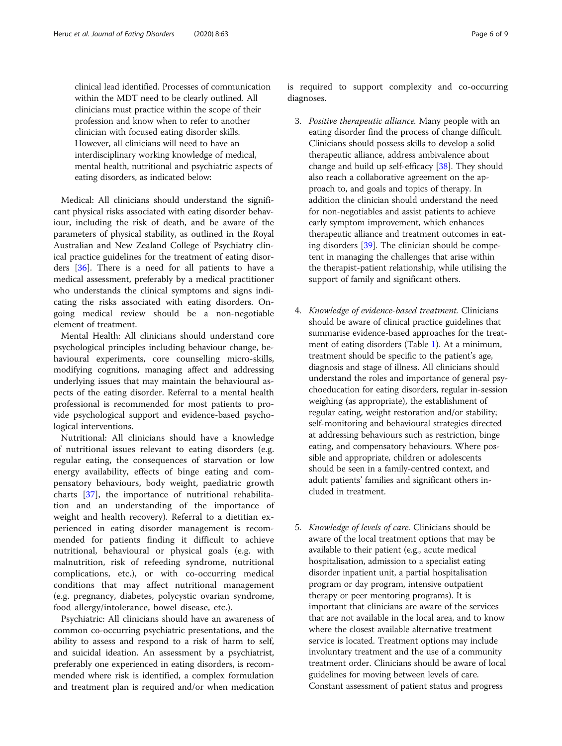clinical lead identified. Processes of communication within the MDT need to be clearly outlined. All clinicians must practice within the scope of their profession and know when to refer to another clinician with focused eating disorder skills. However, all clinicians will need to have an interdisciplinary working knowledge of medical, mental health, nutritional and psychiatric aspects of eating disorders, as indicated below:

Medical: All clinicians should understand the significant physical risks associated with eating disorder behaviour, including the risk of death, and be aware of the parameters of physical stability, as outlined in the Royal Australian and New Zealand College of Psychiatry clinical practice guidelines for the treatment of eating disorders [36]. There is a need for all patients to have a medical assessment, preferably by a medical practitioner who understands the clinical symptoms and signs indicating the risks associated with eating disorders. Ongoing medical review should be a non-negotiable element of treatment.

Mental Health: All clinicians should understand core psychological principles including behaviour change, behavioural experiments, core counselling micro-skills, modifying cognitions, managing affect and addressing underlying issues that may maintain the behavioural aspects of the eating disorder. Referral to a mental health professional is recommended for most patients to provide psychological support and evidence-based psychological interventions.

Nutritional: All clinicians should have a knowledge of nutritional issues relevant to eating disorders (e.g. regular eating, the consequences of starvation or low energy availability, effects of binge eating and compensatory behaviours, body weight, paediatric growth charts [37], the importance of nutritional rehabilitation and an understanding of the importance of weight and health recovery). Referral to a dietitian experienced in eating disorder management is recommended for patients finding it difficult to achieve nutritional, behavioural or physical goals (e.g. with malnutrition, risk of refeeding syndrome, nutritional complications, etc.), or with co-occurring medical conditions that may affect nutritional management (e.g. pregnancy, diabetes, polycystic ovarian syndrome, food allergy/intolerance, bowel disease, etc.).

Psychiatric: All clinicians should have an awareness of common co-occurring psychiatric presentations, and the ability to assess and respond to a risk of harm to self, and suicidal ideation. An assessment by a psychiatrist, preferably one experienced in eating disorders, is recommended where risk is identified, a complex formulation and treatment plan is required and/or when medication is required to support complexity and co-occurring diagnoses.

3. *Positive therapeutic alliance.* Many people with an eating disorder find the process of change difficult. Clinicians should possess skills to develop a solid therapeutic alliance, address ambivalence about change and build up self-efficacy [38]. They should also reach a collaborative agreement on the approach to, and goals and topics of therapy. In addition the clinician should understand the need for non-negotiables and assist patients to achieve early symptom improvement, which enhances therapeutic alliance and treatment outcomes in eating disorders [39]. The clinician should be competent in managing the challenges that arise within the therapist-patient relationship, while utilising the support of family and significant others.

4. *Knowledge of evidence-based treatment.* Clinicians should be aware of clinical practice guidelines that summarise evidence-based approaches for the treatment of eating disorders (Table 1). At a minimum, treatment should be specific to the patient's age, diagnosis and stage of illness. All clinicians should understand the roles and importance of general psychoeducation for eating disorders, regular in-session weighing (as appropriate), the establishment of regular eating, weight restoration and/or stability; self-monitoring and behavioural strategies directed at addressing behaviours such as restriction, binge eating, and compensatory behaviours. Where possible and appropriate, children or adolescents should be seen in a family-centred context, and adult patients' families and significant others included in treatment.

5. *Knowledge of levels of care.* Clinicians should be aware of the local treatment options that may be available to their patient (e.g., acute medical hospitalisation, admission to a specialist eating disorder inpatient unit, a partial hospitalisation program or day program, intensive outpatient therapy or peer mentoring programs). It is important that clinicians are aware of the services that are not available in the local area, and to know where the closest available alternative treatment service is located. Treatment options may include involuntary treatment and the use of a community treatment order. Clinicians should be aware of local guidelines for moving between levels of care. Constant assessment of patient status and progress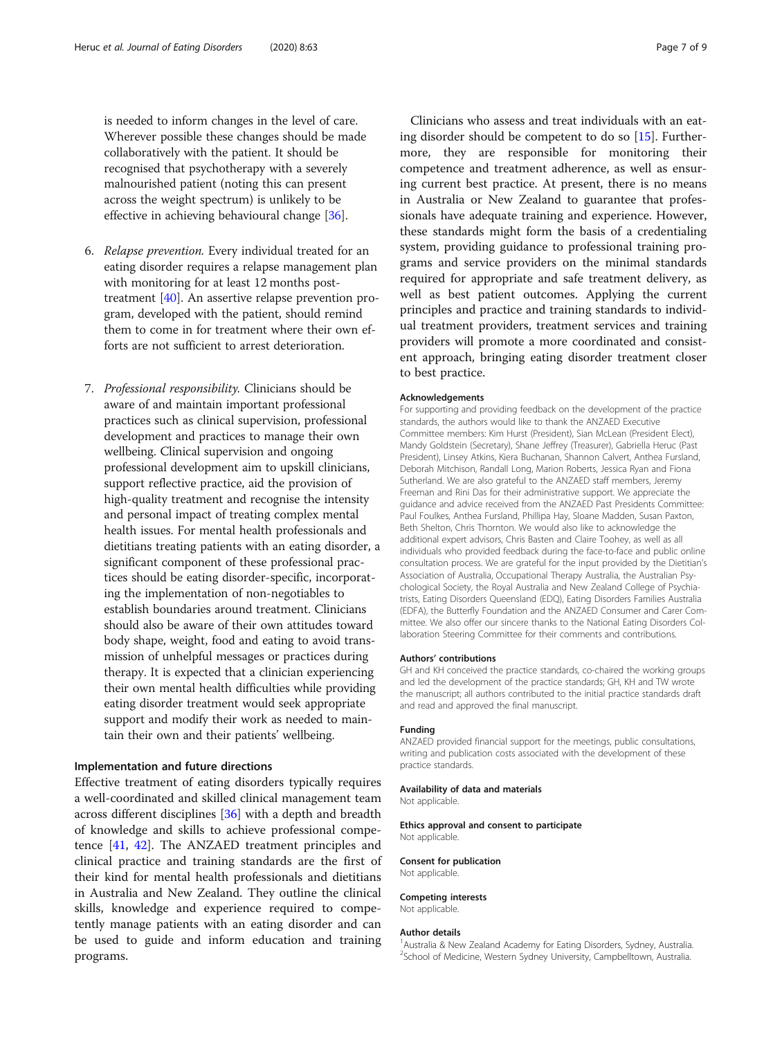is needed to inform changes in the level of care. Wherever possible these changes should be made collaboratively with the patient. It should be recognised that psychotherapy with a severely malnourished patient (noting this can present across the weight spectrum) is unlikely to be effective in achieving behavioural change [36].

6. *Relapse prevention.* Every individual treated for an eating disorder requires a relapse management plan with monitoring for at least 12 months post-treatment [40]. An assertive relapse prevention program, developed with the patient, should remind them to come in for treatment where their own efforts are not sufficient to arrest deterioration.

7. *Professional responsibility.* Clinicians should be aware of and maintain important professional practices such as clinical supervision, professional development and practices to manage their own wellbeing. Clinical supervision and ongoing professional development aim to upskill clinicians, support reflective practice, aid the provision of high-quality treatment and recognise the intensity and personal impact of treating complex mental health issues. For mental health professionals and dietitians treating patients with an eating disorder, a significant component of these professional practices should be eating disorder-specific, incorporating the implementation of non-negotiables to establish boundaries around treatment. Clinicians should also be aware of their own attitudes toward body shape, weight, food and eating to avoid transmission of unhelpful messages or practices during therapy. It is expected that a clinician experiencing their own mental health difficulties while providing eating disorder treatment would seek appropriate support and modify their work as needed to maintain their own and their patients' wellbeing.

## Implementation and future directions

Effective treatment of eating disorders typically requires a well-coordinated and skilled clinical management team across different disciplines [36] with a depth and breadth of knowledge and skills to achieve professional competence [41, 42]. The ANZAED treatment principles and clinical practice and training standards are the first of their kind for mental health professionals and dietitians in Australia and New Zealand. They outline the clinical skills, knowledge and experience required to competently manage patients with an eating disorder and can be used to guide and inform education and training programs.

Clinicians who assess and treat individuals with an eating disorder should be competent to do so [15]. Furthermore, they are responsible for monitoring their competence and treatment adherence, as well as ensuring current best practice. At present, there is no means in Australia or New Zealand to guarantee that professionals have adequate training and experience. However, these standards might form the basis of a credentialing system, providing guidance to professional training programs and service providers on the minimal standards required for appropriate and safe treatment delivery, as well as best patient outcomes. Applying the current principles and practice and training standards to individual treatment providers, treatment services and training providers will promote a more coordinated and consistent approach, bringing eating disorder treatment closer to best practice.

#### Acknowledgements

For supporting and providing feedback on the development of the practice standards, the authors would like to thank the ANZAED Executive Committee members: Kim Hurst (President), Sian McLean (President Elect), Mandy Goldstein (Secretary), Shane Jeffrey (Treasurer), Gabriella Heruc (Past President), Linsey Atkins, Kiera Buchanan, Shannon Calvert, Anthea Fursland, Deborah Mitchison, Randall Long, Marion Roberts, Jessica Ryan and Fiona Sutherland. We are also grateful to the ANZAED staff members, Jeremy Freeman and Rini Das for their administrative support. We appreciate the guidance and advice received from the ANZAED Past Presidents Committee: Paul Foulkes, Anthea Fursland, Phillipa Hay, Sloane Madden, Susan Paxton, Beth Shelton, Chris Thornton. We would also like to acknowledge the additional expert advisors, Chris Basten and Claire Toohey, as well as all individuals who provided feedback during the face-to-face and public online consultation process. We are grateful for the input provided by the Dietitian's Association of Australia, Occupational Therapy Australia, the Australian Psychological Society, the Royal Australia and New Zealand College of Psychiatrists, Eating Disorders Queensland (EDQ), Eating Disorders Families Australia (EDFA), the Butterfly Foundation and the ANZAED Consumer and Carer Committee. We also offer our sincere thanks to the National Eating Disorders Collaboration Steering Committee for their comments and contributions.

#### Authors' contributions

GH and KH conceived the practice standards, co-chaired the working groups and led the development of the practice standards; GH, KH and TW wrote the manuscript; all authors contributed to the initial practice standards draft and read and approved the final manuscript.

#### Funding

ANZAED provided financial support for the meetings, public consultations, writing and publication costs associated with the development of these practice standards.

#### Availability of data and materials

Not applicable.

#### Ethics approval and consent to participate

Not applicable.

#### Consent for publication

Not applicable.

#### Competing interests

Not applicable.

#### Author details

[1]Australia & New Zealand Academy for Eating Disorders, Sydney, Australia. [2]School of Medicine, Western Sydney University, Campbelltown, Australia.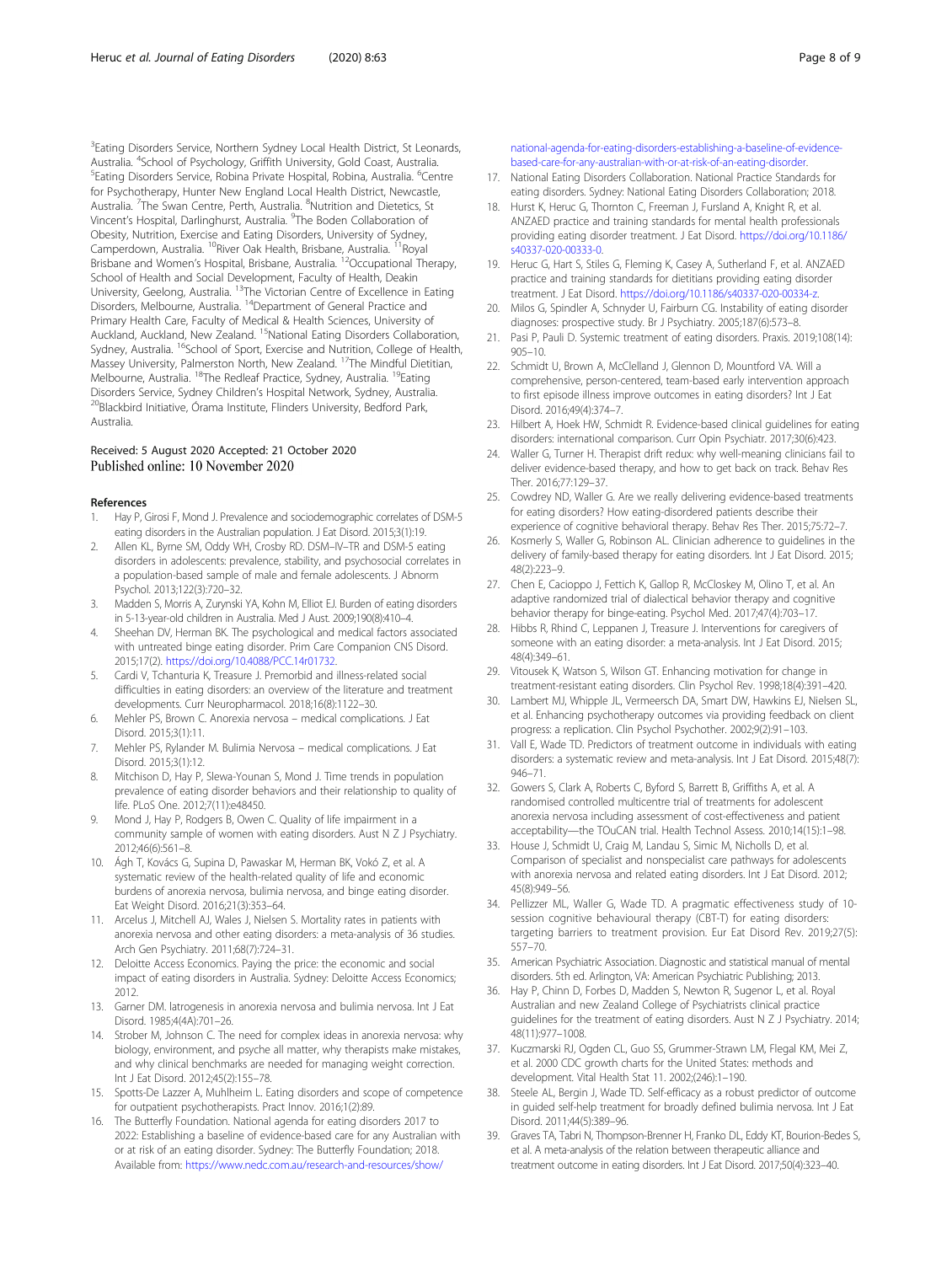[3]Eating Disorders Service, Northern Sydney Local Health District, St Leonards, Australia. [4]School of Psychology, Griffith University, Gold Coast, Australia. [5]Eating Disorders Service, Robina Private Hospital, Robina, Australia. [6]Centre for Psychotherapy, Hunter New England Local Health District, Newcastle, Australia. [7]The Swan Centre, Perth, Australia. [8]Nutrition and Dietetics, St Vincent's Hospital, Darlinghurst, Australia. [9]The Boden Collaboration of Obesity, Nutrition, Exercise and Eating Disorders, University of Sydney, Camperdown, Australia. [10]River Oak Health, Brisbane, Australia. [11]Royal Brisbane and Women's Hospital, Brisbane, Australia. [12]Occupational Therapy, School of Health and Social Development, Faculty of Health, Deakin University, Geelong, Australia. [13]The Victorian Centre of Excellence in Eating Disorders, Melbourne, Australia. [14]Department of General Practice and Primary Health Care, Faculty of Medical & Health Sciences, University of Auckland, Auckland, New Zealand. [15]National Eating Disorders Collaboration, Sydney, Australia. [16]School of Sport, Exercise and Nutrition, College of Health, Massey University, Palmerston North, New Zealand. [17]The Mindful Dietitian, Melbourne, Australia. [18]The Redleaf Practice, Sydney, Australia. [19]Eating Disorders Service, Sydney Children's Hospital Network, Sydney, Australia. [20]Blackbird Initiative, Órama Institute, Flinders University, Bedford Park, Australia.

Received: 5 August 2020 Accepted: 21 October 2020
Published online: 10 November 2020

## References

1. Hay P, Girosi F, Mond J. Prevalence and sociodemographic correlates of DSM-5 eating disorders in the Australian population. J Eat Disord. 2015;3(1):19.
2. Allen KL, Byrne SM, Oddy WH, Crosby RD. DSM–IV–TR and DSM-5 eating disorders in adolescents: prevalence, stability, and psychosocial correlates in a population-based sample of male and female adolescents. J Abnorm Psychol. 2013;122(3):720–32.
3. Madden S, Morris A, Zurynski YA, Kohn M, Elliot EJ. Burden of eating disorders in 5-13-year-old children in Australia. Med J Aust. 2009;190(8):410–4.
4. Sheehan DV, Herman BK. The psychological and medical factors associated with untreated binge eating disorder. Prim Care Companion CNS Disord. 2015;17(2). https://doi.org/10.4088/PCC.14r01732.
5. Cardi V, Tchanturia K, Treasure J. Premorbid and illness-related social difficulties in eating disorders: an overview of the literature and treatment developments. Curr Neuropharmacol. 2018;16(8):1122–30.
6. Mehler PS, Brown C. Anorexia nervosa – medical complications. J Eat Disord. 2015;3(1):11.
7. Mehler PS, Rylander M. Bulimia Nervosa – medical complications. J Eat Disord. 2015;3(1):12.
8. Mitchison D, Hay P, Slewa-Younan S, Mond J. Time trends in population prevalence of eating disorder behaviors and their relationship to quality of life. PLoS One. 2012;7(11):e48450.
9. Mond J, Hay P, Rodgers B, Owen C. Quality of life impairment in a community sample of women with eating disorders. Aust N Z J Psychiatry. 2012;46(6):561–8.
10. Ágh T, Kovács G, Supina D, Pawaskar M, Herman BK, Vokó Z, et al. A systematic review of the health-related quality of life and economic burdens of anorexia nervosa, bulimia nervosa, and binge eating disorder. Eat Weight Disord. 2016;21(3):353–64.
11. Arcelus J, Mitchell AJ, Wales J, Nielsen S. Mortality rates in patients with anorexia nervosa and other eating disorders: a meta-analysis of 36 studies. Arch Gen Psychiatry. 2011;68(7):724–31.
12. Deloitte Access Economics. Paying the price: the economic and social impact of eating disorders in Australia. Sydney: Deloitte Access Economics; 2012.
13. Garner DM. Iatrogenesis in anorexia nervosa and bulimia nervosa. Int J Eat Disord. 1985;4(4A):701–26.
14. Strober M, Johnson C. The need for complex ideas in anorexia nervosa: why biology, environment, and psyche all matter, why therapists make mistakes, and why clinical benchmarks are needed for managing weight correction. Int J Eat Disord. 2012;45(2):155–78.
15. Spotts-De Lazzer A, Muhlheim L. Eating disorders and scope of competence for outpatient psychotherapists. Pract Innov. 2016;1(2):89.
16. The Butterfly Foundation. National agenda for eating disorders 2017 to 2022: Establishing a baseline of evidence-based care for any Australian with or at risk of an eating disorder. Sydney: The Butterfly Foundation; 2018. Available from: https://www.nedc.com.au/research-and-resources/show/national-agenda-for-eating-disorders-establishing-a-baseline-of-evidence-based-care-for-any-australian-with-or-at-risk-of-an-eating-disorder.
17. National Eating Disorders Collaboration. National Practice Standards for eating disorders. Sydney: National Eating Disorders Collaboration; 2018.
18. Hurst K, Heruc G, Thornton C, Freeman J, Fursland A, Knight R, et al. ANZAED practice and training standards for mental health professionals providing eating disorder treatment. J Eat Disord. https://doi.org/10.1186/s40337-020-00333-0.
19. Heruc G, Hart S, Stiles G, Fleming K, Casey A, Sutherland F, et al. ANZAED practice and training standards for dietitians providing eating disorder treatment. J Eat Disord. https://doi.org/10.1186/s40337-020-00334-z.
20. Milos G, Spindler A, Schnyder U, Fairburn CG. Instability of eating disorder diagnoses: prospective study. Br J Psychiatry. 2005;187(6):573–8.
21. Pasi P, Pauli D. Systemic treatment of eating disorders. Praxis. 2019;108(14):905–10.
22. Schmidt U, Brown A, McClelland J, Glennon D, Mountford VA. Will a comprehensive, person-centered, team-based early intervention approach to first episode illness improve outcomes in eating disorders? Int J Eat Disord. 2016;49(4):374–7.
23. Hilbert A, Hoek HW, Schmidt R. Evidence-based clinical guidelines for eating disorders: international comparison. Curr Opin Psychiatr. 2017;30(6):423.
24. Waller G, Turner H. Therapist drift redux: why well-meaning clinicians fail to deliver evidence-based therapy, and how to get back on track. Behav Res Ther. 2016;77:129–37.
25. Cowdrey ND, Waller G. Are we really delivering evidence-based treatments for eating disorders? How eating-disordered patients describe their experience of cognitive behavioral therapy. Behav Res Ther. 2015;75:72–7.
26. Kosmerly S, Waller G, Robinson AL. Clinician adherence to guidelines in the delivery of family-based therapy for eating disorders. Int J Eat Disord. 2015;48(2):223–9.
27. Chen E, Cacioppo J, Fettich K, Gallop R, McCloskey M, Olino T, et al. An adaptive randomized trial of dialectical behavior therapy and cognitive behavior therapy for binge-eating. Psychol Med. 2017;47(4):703–17.
28. Hibbs R, Rhind C, Leppanen J, Treasure J. Interventions for caregivers of someone with an eating disorder: a meta-analysis. Int J Eat Disord. 2015;48(4):349–61.
29. Vitousek K, Watson S, Wilson GT. Enhancing motivation for change in treatment-resistant eating disorders. Clin Psychol Rev. 1998;18(4):391–420.
30. Lambert MJ, Whipple JL, Vermeersch DA, Smart DW, Hawkins EJ, Nielsen SL, et al. Enhancing psychotherapy outcomes via providing feedback on client progress: a replication. Clin Psychol Psychother. 2002;9(2):91–103.
31. Vall E, Wade TD. Predictors of treatment outcome in individuals with eating disorders: a systematic review and meta-analysis. Int J Eat Disord. 2015;48(7):946–71.
32. Gowers S, Clark A, Roberts C, Byford S, Barrett B, Griffiths A, et al. A randomised controlled multicentre trial of treatments for adolescent anorexia nervosa including assessment of cost-effectiveness and patient acceptability—the TOuCAN trial. Health Technol Assess. 2010;14(15):1–98.
33. House J, Schmidt U, Craig M, Landau S, Simic M, Nicholls D, et al. Comparison of specialist and nonspecialist care pathways for adolescents with anorexia nervosa and related eating disorders. Int J Eat Disord. 2012;45(8):949–56.
34. Pellizzer ML, Waller G, Wade TD. A pragmatic effectiveness study of 10-session cognitive behavioural therapy (CBT-T) for eating disorders: targeting barriers to treatment provision. Eur Eat Disord Rev. 2019;27(5):557–70.
35. American Psychiatric Association. Diagnostic and statistical manual of mental disorders. 5th ed. Arlington, VA: American Psychiatric Publishing; 2013.
36. Hay P, Chinn D, Forbes D, Madden S, Newton R, Sugenor L, et al. Royal Australian and new Zealand College of Psychiatrists clinical practice guidelines for the treatment of eating disorders. Aust N Z J Psychiatry. 2014;48(11):977–1008.
37. Kuczmarski RJ, Ogden CL, Guo SS, Grummer-Strawn LM, Flegal KM, Mei Z, et al. 2000 CDC growth charts for the United States: methods and development. Vital Health Stat 11. 2002;(246):1–190.
38. Steele AL, Bergin J, Wade TD. Self-efficacy as a robust predictor of outcome in guided self-help treatment for broadly defined bulimia nervosa. Int J Eat Disord. 2011;44(5):389–96.
39. Graves TA, Tabri N, Thompson-Brenner H, Franko DL, Eddy KT, Bourion-Bedes S, et al. A meta-analysis of the relation between therapeutic alliance and treatment outcome in eating disorders. Int J Eat Disord. 2017;50(4):323–40.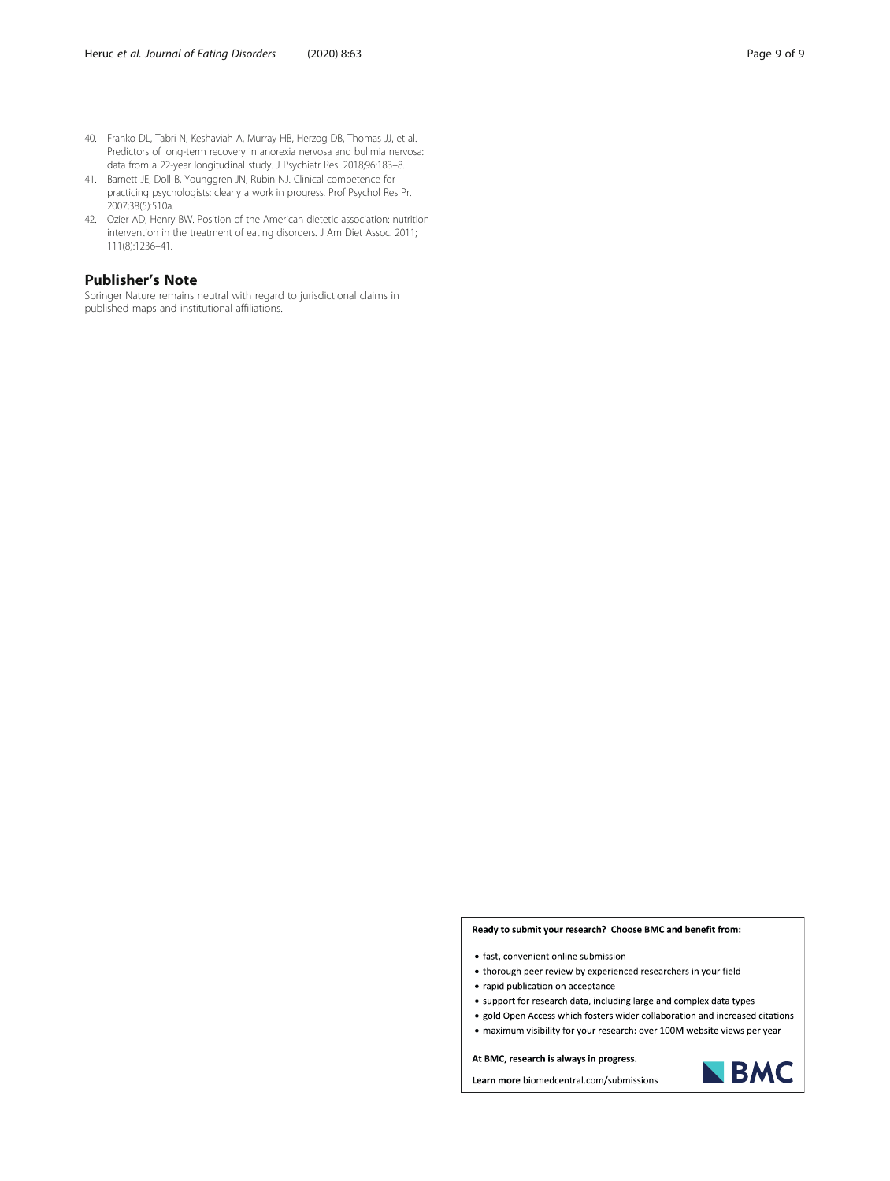40. Franko DL, Tabri N, Keshaviah A, Murray HB, Herzog DB, Thomas JJ, et al. Predictors of long-term recovery in anorexia nervosa and bulimia nervosa: data from a 22-year longitudinal study. J Psychiatr Res. 2018;96:183–8.
41. Barnett JE, Doll B, Younggren JN, Rubin NJ. Clinical competence for practicing psychologists: clearly a work in progress. Prof Psychol Res Pr. 2007;38(5):510a.
42. Ozier AD, Henry BW. Position of the American dietetic association: nutrition intervention in the treatment of eating disorders. J Am Diet Assoc. 2011; 111(8):1236–41.

## Publisher's Note

Springer Nature remains neutral with regard to jurisdictional claims in published maps and institutional affiliations.

**Ready to submit your research? Choose BMC and benefit from:**

- fast, convenient online submission
- thorough peer review by experienced researchers in your field
- rapid publication on acceptance
- support for research data, including large and complex data types
- gold Open Access which fosters wider collaboration and increased citations
- maximum visibility for your research: over 100M website views per year

**At BMC, research is always in progress.**

**Learn more** biomedcentral.com/submissions

BMC